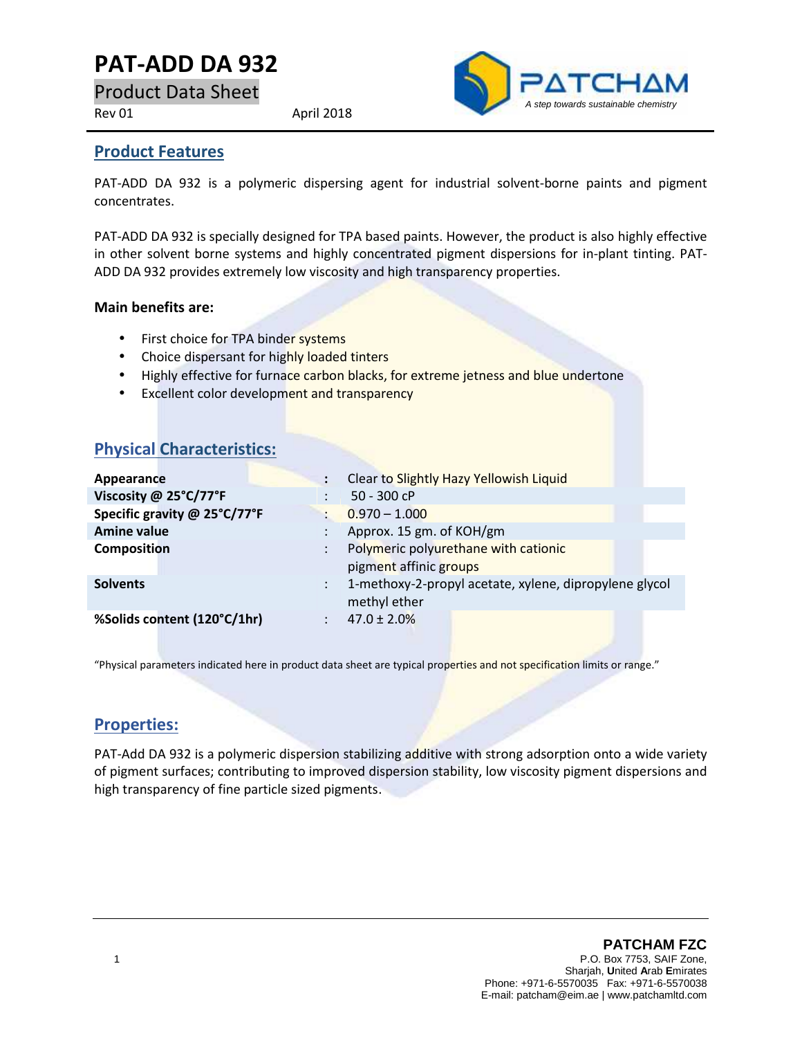# PAT-ADD DA 932

Product Data Sheet

Rev 01 April 2018

PATCHAM

*A step towards sustainable chemistry*

## Product Features

PAT-ADD DA 932 is a polymeric dispersing agent for industrial solvent-borne paints and pigment concentrates.

PAT-ADD DA 932 is specially designed for TPA based paints. However, the product is also highly effective in other solvent borne systems and highly concentrated pigment dispersions for in-plant tinting. PAT-ADD DA 932 provides extremely low viscosity and high transparency properties.

**Main benefits are:**

- First choice for TPA binder systems
- Choice dispersant for highly loaded tinters
- Highly effective for furnace carbon blacks, for extreme jetness and blue undertone
- Excellent color development and transparency

## Physical Characteristics:

| | | |
|---|---|---|
| **Appearance** | : | Clear to Slightly Hazy Yellowish Liquid |
| **Viscosity @ 25°C/77°F** | : | 50 - 300 cP |
| **Specific gravity @ 25°C/77°F** | : | 0.970 – 1.000 |
| **Amine value** | : | Approx. 15 gm. of KOH/gm |
| **Composition** | : | Polymeric polyurethane with cationic pigment affinic groups |
| **Solvents** | : | 1-methoxy-2-propyl acetate, xylene, dipropylene glycol methyl ether |
| **%Solids content (120°C/1hr)** | : | 47.0 ± 2.0% |

"Physical parameters indicated here in product data sheet are typical properties and not specification limits or range."

## Properties:

PAT-Add DA 932 is a polymeric dispersion stabilizing additive with strong adsorption onto a wide variety of pigment surfaces; contributing to improved dispersion stability, low viscosity pigment dispersions and high transparency of fine particle sized pigments.

**PATCHAM FZC**
P.O. Box 7753, SAIF Zone,
Sharjah, United Arab Emirates
Phone: +971-6-5570035 Fax: +971-6-5570038
E-mail: patcham@eim.ae | www.patchamltd.com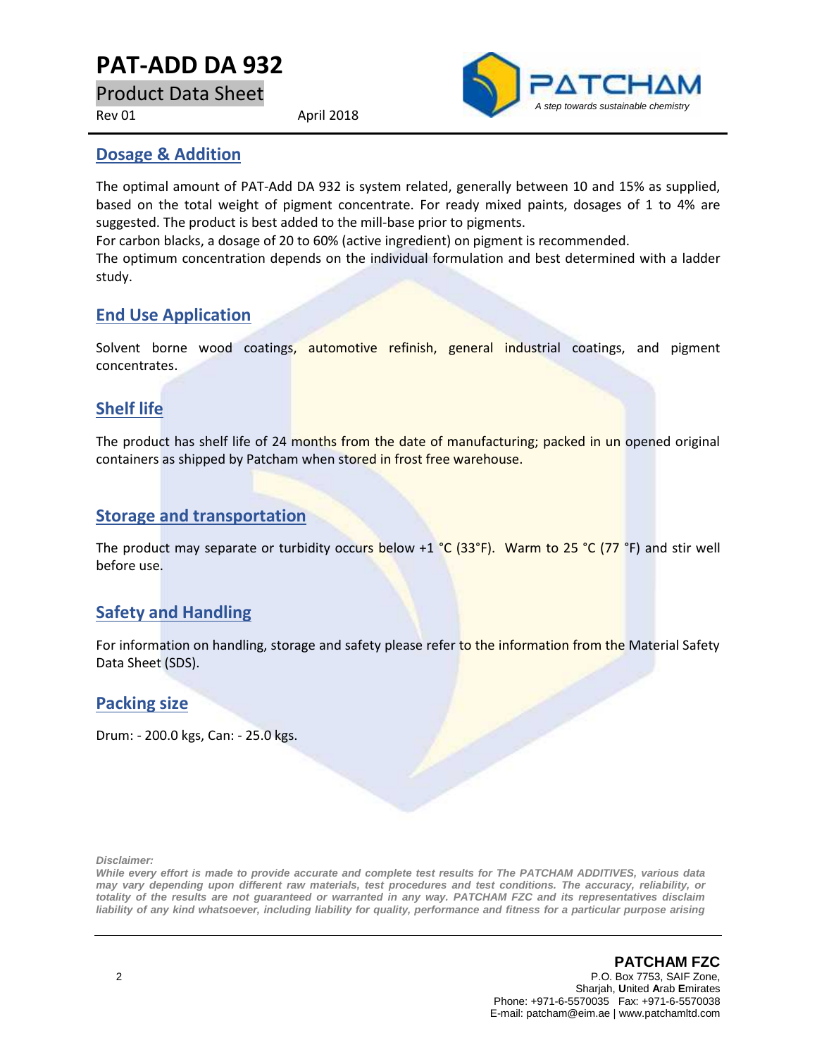## Dosage & Addition

The optimal amount of PAT-Add DA 932 is system related, generally between 10 and 15% as supplied, based on the total weight of pigment concentrate. For ready mixed paints, dosages of 1 to 4% are suggested. The product is best added to the mill-base prior to pigments.

For carbon blacks, a dosage of 20 to 60% (active ingredient) on pigment is recommended.

The optimum concentration depends on the individual formulation and best determined with a ladder study.

## End Use Application

Solvent borne wood coatings, automotive refinish, general industrial coatings, and pigment concentrates.

## Shelf life

The product has shelf life of 24 months from the date of manufacturing; packed in un opened original containers as shipped by Patcham when stored in frost free warehouse.

## Storage and transportation

The product may separate or turbidity occurs below +1 °C (33°F). Warm to 25 °C (77 °F) and stir well before use.

## Safety and Handling

For information on handling, storage and safety please refer to the information from the Material Safety Data Sheet (SDS).

## Packing size

Drum: - 200.0 kgs, Can: - 25.0 kgs.

***Disclaimer:***

***While every effort is made to provide accurate and complete test results for The PATCHAM ADDITIVES, various data may vary depending upon different raw materials, test procedures and test conditions. The accuracy, reliability, or totality of the results are not guaranteed or warranted in any way. PATCHAM FZC and its representatives disclaim liability of any kind whatsoever, including liability for quality, performance and fitness for a particular purpose arising***

**PATCHAM FZC**
P.O. Box 7753, SAIF Zone,
Sharjah, **U**nited **A**rab **E**mirates
Phone: +971-6-5570035 Fax: +971-6-5570038
E-mail: patcham@eim.ae | www.patchamltd.com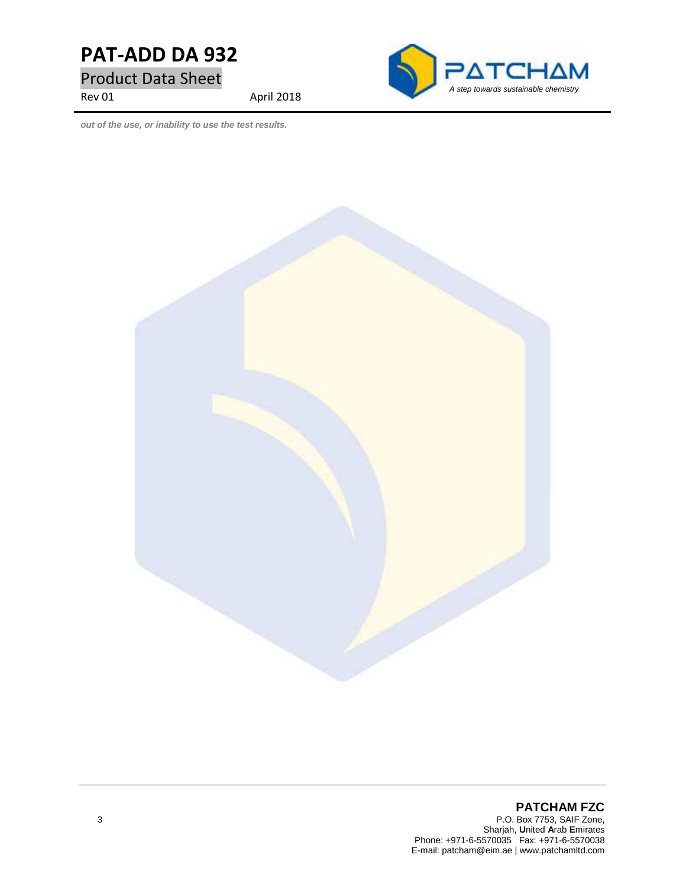***out of the use, or inability to use the test results.***